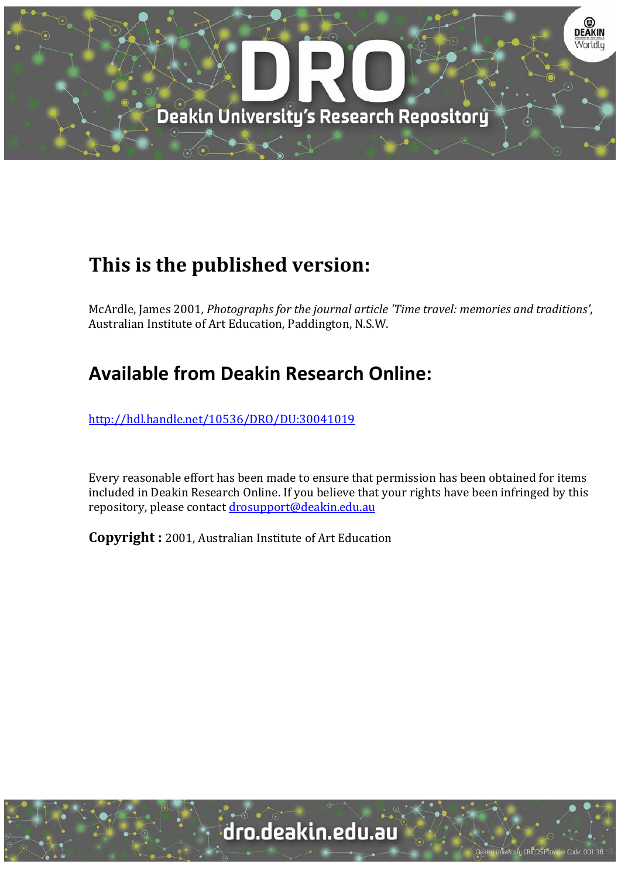# This is the published version:

McArdle, James 2001, *Photographs for the journal article 'Time travel: memories and traditions'*, Australian Institute of Art Education, Paddington, N.S.W.

## Available from Deakin Research Online:

http://hdl.handle.net/10536/DRO/DU:30041019

Every reasonable effort has been made to ensure that permission has been obtained for items included in Deakin Research Online. If you believe that your rights have been infringed by this repository, please contact drosupport@deakin.edu.au

**Copyright :** 2001, Australian Institute of Art Education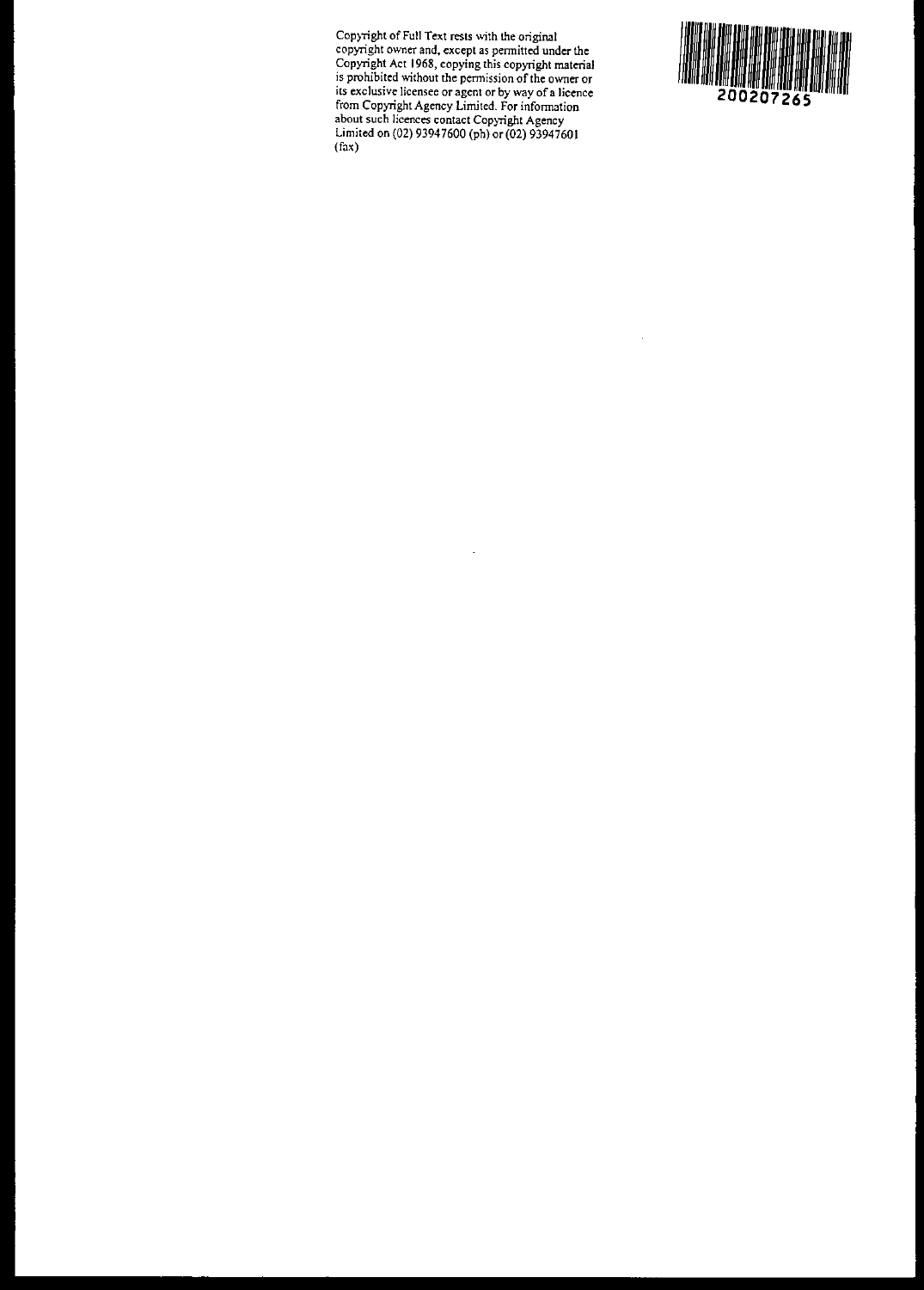Copyright of Full Text rests with the original copyright owner and, except as permitted under the Copyright Act 1968, copying this copyright material is prohibited without the permission of the owner or its exclusive licensee or agent or by way of a licence from Copyright Agency Limited. For information about such licences contact Copyright Agency Limited on (02) 93947600 (ph) or (02) 93947601 (fax)

200207265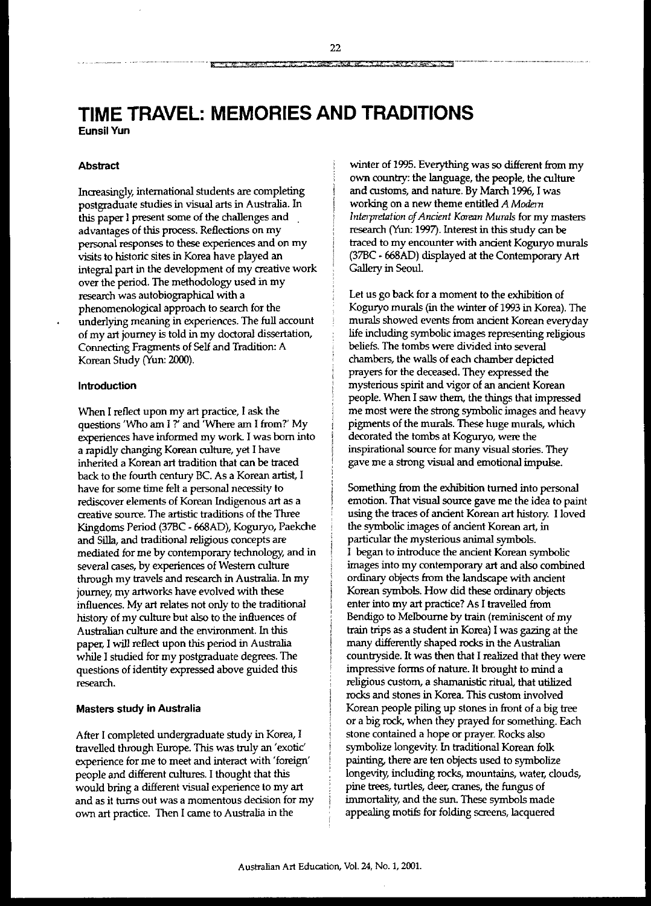# TIME TRAVEL: MEMORIES AND TRADITIONS

**Eunsil Yun**

### Abstract

Increasingly, international students are completing postgraduate studies in visual arts in Australia. In this paper I present some of the challenges and advantages of this process. Reflections on my personal responses to these experiences and on my visits to historic sites in Korea have played an integral part in the development of my creative work over the period. The methodology used in my research was autobiographical with a phenomenological approach to search for the underlying meaning in experiences. The full account of my art journey is told in my doctoral dissertation, Connecting Fragments of Self and Tradition: A Korean Study (Yun: 2000).

### Introduction

When I reflect upon my art practice, I ask the questions 'Who am I ?' and 'Where am I from?' My experiences have informed my work. I was born into a rapidly changing Korean culture, yet I have inherited a Korean art tradition that can be traced back to the fourth century BC. As a Korean artist, I have for some time felt a personal necessity to rediscover elements of Korean Indigenous art as a creative source. The artistic traditions of the Three Kingdoms Period (37BC - 668AD), Koguryo, Paekche and Silla, and traditional religious concepts are mediated for me by contemporary technology, and in several cases, by experiences of Western culture through my travels and research in Australia. In my journey, my artworks have evolved with these influences. My art relates not only to the traditional history of my culture but also to the influences of Australian culture and the environment. In this paper, I will reflect upon this period in Australia while I studied for my postgraduate degrees. The questions of identity expressed above guided this research.

### Masters study in Australia

After I completed undergraduate study in Korea, I travelled through Europe. This was truly an 'exotic' experience for me to meet and interact with 'foreign' people and different cultures. I thought that this would bring a different visual experience to my art and as it turns out was a momentous decision for my own art practice. Then I came to Australia in the winter of 1995. Everything was so different from my own country: the language, the people, the culture and customs, and nature. By March 1996, I was working on a new theme entitled *A Modern Interpretation of Ancient Korean Murals* for my masters research (Yun: 1997). Interest in this study can be traced to my encounter with ancient Koguryo murals (37BC - 668AD) displayed at the Contemporary Art Gallery in Seoul.

Let us go back for a moment to the exhibition of Koguryo murals (in the winter of 1993 in Korea). The murals showed events from ancient Korean everyday life including symbolic images representing religious beliefs. The tombs were divided into several chambers, the walls of each chamber depicted prayers for the deceased. They expressed the mysterious spirit and vigor of an ancient Korean people. When I saw them, the things that impressed me most were the strong symbolic images and heavy pigments of the murals. These huge murals, which decorated the tombs at Koguryo, were the inspirational source for many visual stories. They gave me a strong visual and emotional impulse.

Something from the exhibition turned into personal emotion. That visual source gave me the idea to paint using the traces of ancient Korean art history. I loved the symbolic images of ancient Korean art, in particular the mysterious animal symbols.

I began to introduce the ancient Korean symbolic images into my contemporary art and also combined ordinary objects from the landscape with ancient Korean symbols. How did these ordinary objects enter into my art practice? As I travelled from Bendigo to Melbourne by train (reminiscent of my train trips as a student in Korea) I was gazing at the many differently shaped rocks in the Australian countryside. It was then that I realized that they were impressive forms of nature. It brought to mind a religious custom, a shamanistic ritual, that utilized rocks and stones in Korea. This custom involved Korean people piling up stones in front of a big tree or a big rock, when they prayed for something. Each stone contained a hope or prayer. Rocks also symbolize longevity. In traditional Korean folk painting, there are ten objects used to symbolize longevity, including rocks, mountains, water, clouds, pine trees, turtles, deer, cranes, the fungus of immortality, and the sun. These symbols made appealing motifs for folding screens, lacquered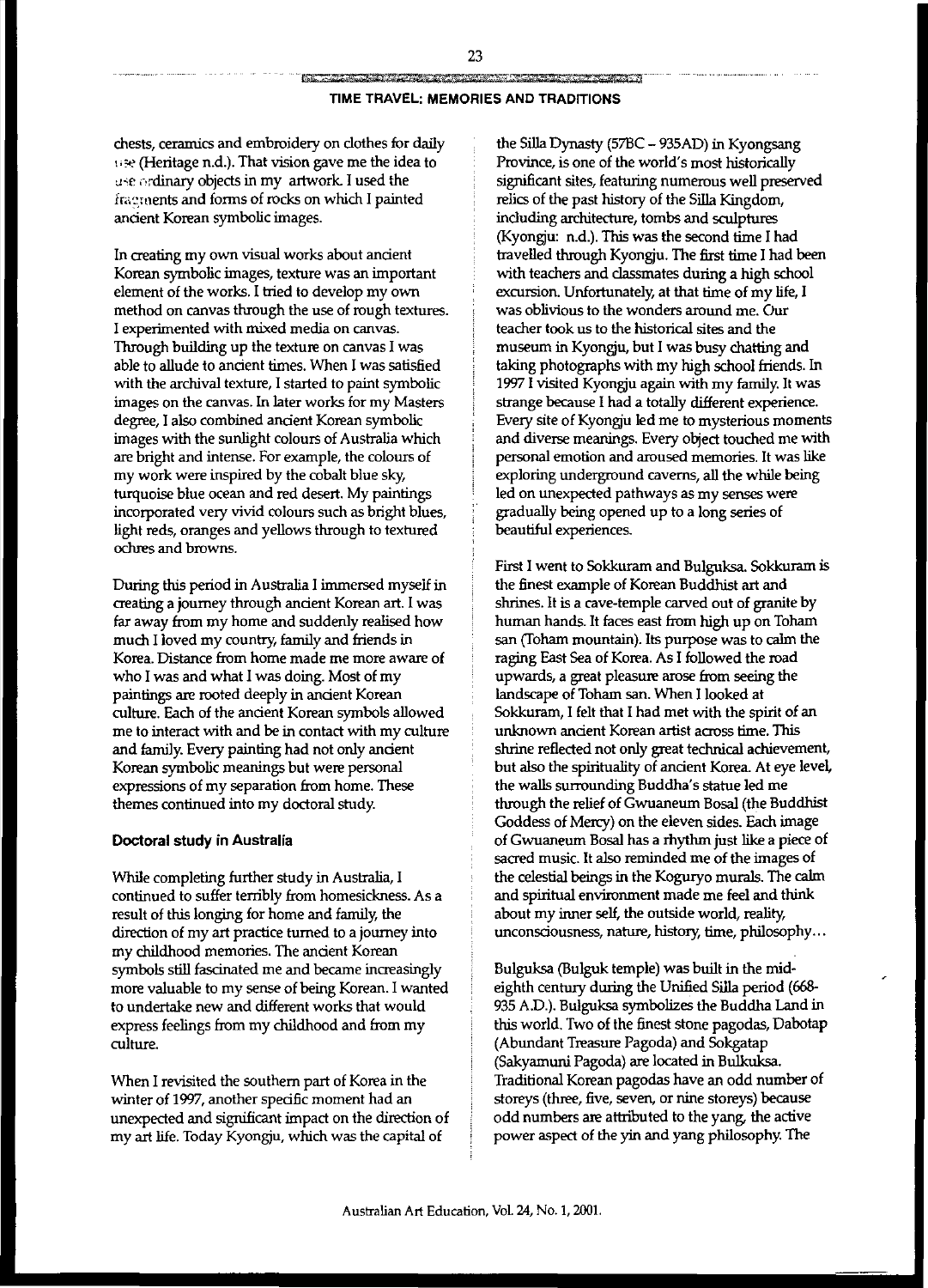chests, ceramics and embroidery on clothes for daily use (Heritage n.d.). That vision gave me the idea to use ordinary objects in my artwork. I used the fragments and forms of rocks on which I painted ancient Korean symbolic images.

In creating my own visual works about ancient Korean symbolic images, texture was an important element of the works. I tried to develop my own method on canvas through the use of rough textures. I experimented with mixed media on canvas. Through building up the texture on canvas I was able to allude to ancient times. When I was satisfied with the archival texture, I started to paint symbolic images on the canvas. In later works for my Masters degree, I also combined ancient Korean symbolic images with the sunlight colours of Australia which are bright and intense. For example, the colours of my work were inspired by the cobalt blue sky, turquoise blue ocean and red desert. My paintings incorporated very vivid colours such as bright blues, light reds, oranges and yellows through to textured ochres and browns.

During this period in Australia I immersed myself in creating a journey through ancient Korean art. I was far away from my home and suddenly realised how much I loved my country, family and friends in Korea. Distance from home made me more aware of who I was and what I was doing. Most of my paintings are rooted deeply in ancient Korean culture. Each of the ancient Korean symbols allowed me to interact with and be in contact with my culture and family. Every painting had not only ancient Korean symbolic meanings but were personal expressions of my separation from home. These themes continued into my doctoral study.

### Doctoral study in Australia

While completing further study in Australia, I continued to suffer terribly from homesickness. As a result of this longing for home and family, the direction of my art practice turned to a journey into my childhood memories. The ancient Korean symbols still fascinated me and became increasingly more valuable to my sense of being Korean. I wanted to undertake new and different works that would express feelings from my childhood and from my culture.

When I revisited the southern part of Korea in the winter of 1997, another specific moment had an unexpected and significant impact on the direction of my art life. Today Kyongju, which was the capital of the Silla Dynasty (57BC – 935AD) in Kyongsang Province, is one of the world's most historically significant sites, featuring numerous well preserved relics of the past history of the Silla Kingdom, including architecture, tombs and sculptures (Kyongju: n.d.). This was the second time I had travelled through Kyongju. The first time I had been with teachers and classmates during a high school excursion. Unfortunately, at that time of my life, I was oblivious to the wonders around me. Our teacher took us to the historical sites and the museum in Kyongju, but I was busy chatting and taking photographs with my high school friends. In 1997 I visited Kyongju again with my family. It was strange because I had a totally different experience. Every site of Kyongju led me to mysterious moments and diverse meanings. Every object touched me with personal emotion and aroused memories. It was like exploring underground caverns, all the while being led on unexpected pathways as my senses were gradually being opened up to a long series of beautiful experiences.

First I went to Sokkuram and Bulguksa. Sokkuram is the finest example of Korean Buddhist art and shrines. It is a cave-temple carved out of granite by human hands. It faces east from high up on Toham san (Toham mountain). Its purpose was to calm the raging East Sea of Korea. As I followed the road upwards, a great pleasure arose from seeing the landscape of Toham san. When I looked at Sokkuram, I felt that I had met with the spirit of an unknown ancient Korean artist across time. This shrine reflected not only great technical achievement, but also the spirituality of ancient Korea. At eye level, the walls surrounding Buddha's statue led me through the relief of Gwuaneum Bosal (the Buddhist Goddess of Mercy) on the eleven sides. Each image of Gwuaneum Bosal has a rhythm just like a piece of sacred music. It also reminded me of the images of the celestial beings in the Koguryo murals. The calm and spiritual environment made me feel and think about my inner self, the outside world, reality, unconsciousness, nature, history, time, philosophy…

Bulguksa (Bulguk temple) was built in the mid-eighth century during the Unified Silla period (668-935 A.D.). Bulguksa symbolizes the Buddha Land in this world. Two of the finest stone pagodas, Dabotap (Abundant Treasure Pagoda) and Sokgatap (Sakyamuni Pagoda) are located in Bulkuksa. Traditional Korean pagodas have an odd number of storeys (three, five, seven, or nine storeys) because odd numbers are attributed to the yang, the active power aspect of the yin and yang philosophy. The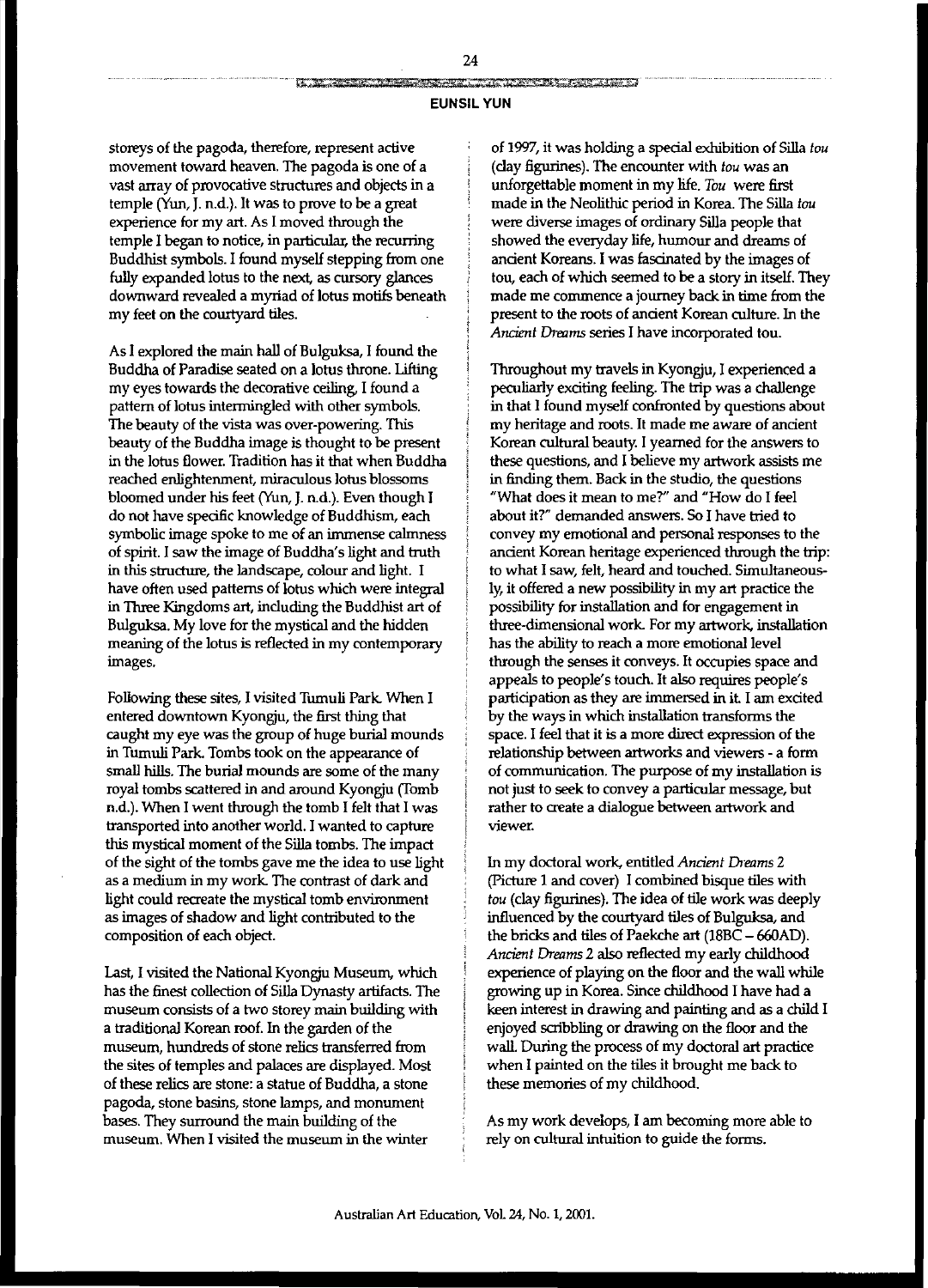storeys of the pagoda, therefore, represent active movement toward heaven. The pagoda is one of a vast array of provocative structures and objects in a temple (Yun, J. n.d.). It was to prove to be a great experience for my art. As I moved through the temple I began to notice, in particular, the recurring Buddhist symbols. I found myself stepping from one fully expanded lotus to the next, as cursory glances downward revealed a myriad of lotus motifs beneath my feet on the courtyard tiles.

As I explored the main hall of Bulguksa, I found the Buddha of Paradise seated on a lotus throne. Lifting my eyes towards the decorative ceiling, I found a pattern of lotus intermingled with other symbols. The beauty of the vista was over-powering. This beauty of the Buddha image is thought to be present in the lotus flower. Tradition has it that when Buddha reached enlightenment, miraculous lotus blossoms bloomed under his feet (Yun, J. n.d.). Even though I do not have specific knowledge of Buddhism, each symbolic image spoke to me of an immense calmness of spirit. I saw the image of Buddha's light and truth in this structure, the landscape, colour and light. I have often used patterns of lotus which were integral in Three Kingdoms art, including the Buddhist art of Bulguksa. My love for the mystical and the hidden meaning of the lotus is reflected in my contemporary images.

Following these sites, I visited Tumuli Park. When I entered downtown Kyongju, the first thing that caught my eye was the group of huge burial mounds in Tumuli Park. Tombs took on the appearance of small hills. The burial mounds are some of the many royal tombs scattered in and around Kyongju (Tomb n.d.). When I went through the tomb I felt that I was transported into another world. I wanted to capture this mystical moment of the Silla tombs. The impact of the sight of the tombs gave me the idea to use light as a medium in my work. The contrast of dark and light could recreate the mystical tomb environment as images of shadow and light contributed to the composition of each object.

Last, I visited the National Kyongju Museum, which has the finest collection of Silla Dynasty artifacts. The museum consists of a two storey main building with a traditional Korean roof. In the garden of the museum, hundreds of stone relics transferred from the sites of temples and palaces are displayed. Most of these relics are stone: a statue of Buddha, a stone pagoda, stone basins, stone lamps, and monument bases. They surround the main building of the museum. When I visited the museum in the winter of 1997, it was holding a special exhibition of Silla *tou* (clay figurines). The encounter with *tou* was an unforgettable moment in my life. *Tou* were first made in the Neolithic period in Korea. The Silla *tou* were diverse images of ordinary Silla people that showed the everyday life, humour and dreams of ancient Koreans. I was fascinated by the images of tou, each of which seemed to be a story in itself. They made me commence a journey back in time from the present to the roots of ancient Korean culture. In the *Ancient Dreams* series I have incorporated tou.

Throughout my travels in Kyongju, I experienced a peculiarly exciting feeling. The trip was a challenge in that I found myself confronted by questions about my heritage and roots. It made me aware of ancient Korean cultural beauty. I yearned for the answers to these questions, and I believe my artwork assists me in finding them. Back in the studio, the questions "What does it mean to me?" and "How do I feel about it?" demanded answers. So I have tried to convey my emotional and personal responses to the ancient Korean heritage experienced through the trip: to what I saw, felt, heard and touched. Simultaneously, it offered a new possibility in my art practice the possibility for installation and for engagement in three-dimensional work. For my artwork, installation has the ability to reach a more emotional level through the senses it conveys. It occupies space and appeals to people's touch. It also requires people's participation as they are immersed in it. I am excited by the ways in which installation transforms the space. I feel that it is a more direct expression of the relationship between artworks and viewers - a form of communication. The purpose of my installation is not just to seek to convey a particular message, but rather to create a dialogue between artwork and viewer.

In my doctoral work, entitled *Ancient Dreams 2* (Picture 1 and cover) I combined bisque tiles with *tou* (clay figurines). The idea of tile work was deeply influenced by the courtyard tiles of Bulguksa, and the bricks and tiles of Paekche art (18BC – 660AD). *Ancient Dreams 2* also reflected my early childhood experience of playing on the floor and the wall while growing up in Korea. Since childhood I have had a keen interest in drawing and painting and as a child I enjoyed scribbling or drawing on the floor and the wall. During the process of my doctoral art practice when I painted on the tiles it brought me back to these memories of my childhood.

As my work develops, I am becoming more able to rely on cultural intuition to guide the forms.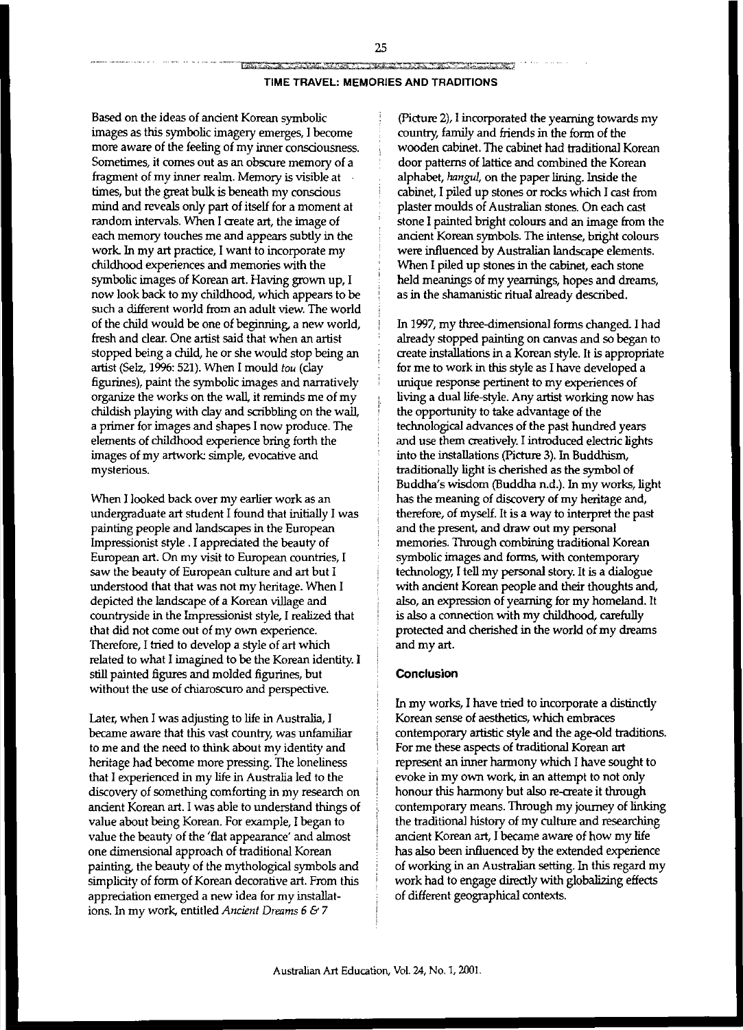Based on the ideas of ancient Korean symbolic images as this symbolic imagery emerges, I become more aware of the feeling of my inner consciousness. Sometimes, it comes out as an obscure memory of a fragment of my inner realm. Memory is visible at times, but the great bulk is beneath my conscious mind and reveals only part of itself for a moment at random intervals. When I create art, the image of each memory touches me and appears subtly in the work. In my art practice, I want to incorporate my childhood experiences and memories with the symbolic images of Korean art. Having grown up, I now look back to my childhood, which appears to be such a different world from an adult view. The world of the child would be one of beginning, a new world, fresh and clear. One artist said that when an artist stopped being a child, he or she would stop being an artist (Selz, 1996: 521). When I mould *tou* (clay figurines), paint the symbolic images and narratively organize the works on the wall, it reminds me of my childish playing with clay and scribbling on the wall, a primer for images and shapes I now produce. The elements of childhood experience bring forth the images of my artwork: simple, evocative and mysterious.

When I looked back over my earlier work as an undergraduate art student I found that initially I was painting people and landscapes in the European Impressionist style . I appreciated the beauty of European art. On my visit to European countries, I saw the beauty of European culture and art but I understood that that was not my heritage. When I depicted the landscape of a Korean village and countryside in the Impressionist style, I realized that that did not come out of my own experience. Therefore, I tried to develop a style of art which related to what I imagined to be the Korean identity. I still painted figures and molded figurines, but without the use of chiaroscuro and perspective.

Later, when I was adjusting to life in Australia, I became aware that this vast country, was unfamiliar to me and the need to think about my identity and heritage had become more pressing. The loneliness that I experienced in my life in Australia led to the discovery of something comforting in my research on ancient Korean art. I was able to understand things of value about being Korean. For example, I began to value the beauty of the 'flat appearance' and almost one dimensional approach of traditional Korean painting, the beauty of the mythological symbols and simplicity of form of Korean decorative art. From this appreciation emerged a new idea for my installations. In my work, entitled *Ancient Dreams 6 & 7* (Picture 2), I incorporated the yearning towards my country, family and friends in the form of the wooden cabinet. The cabinet had traditional Korean door patterns of lattice and combined the Korean alphabet, *hangul*, on the paper lining. Inside the cabinet, I piled up stones or rocks which I cast from plaster moulds of Australian stones. On each cast stone I painted bright colours and an image from the ancient Korean symbols. The intense, bright colours were influenced by Australian landscape elements. When I piled up stones in the cabinet, each stone held meanings of my yearnings, hopes and dreams, as in the shamanistic ritual already described.

In 1997, my three-dimensional forms changed. I had already stopped painting on canvas and so began to create installations in a Korean style. It is appropriate for me to work in this style as I have developed a unique response pertinent to my experiences of living a dual life-style. Any artist working now has the opportunity to take advantage of the technological advances of the past hundred years and use them creatively. I introduced electric lights into the installations (Picture 3). In Buddhism, traditionally light is cherished as the symbol of Buddha's wisdom (Buddha n.d.). In my works, light has the meaning of discovery of my heritage and, therefore, of myself. It is a way to interpret the past and the present, and draw out my personal memories. Through combining traditional Korean symbolic images and forms, with contemporary technology, I tell my personal story. It is a dialogue with ancient Korean people and their thoughts and, also, an expression of yearning for my homeland. It is also a connection with my childhood, carefully protected and cherished in the world of my dreams and my art.

## Conclusion

In my works, I have tried to incorporate a distinctly Korean sense of aesthetics, which embraces contemporary artistic style and the age-old traditions. For me these aspects of traditional Korean art represent an inner harmony which I have sought to evoke in my own work, in an attempt to not only honour this harmony but also re-create it through contemporary means. Through my journey of linking the traditional history of my culture and researching ancient Korean art, I became aware of how my life has also been influenced by the extended experience of working in an Australian setting. In this regard my work had to engage directly with globalizing effects of different geographical contexts.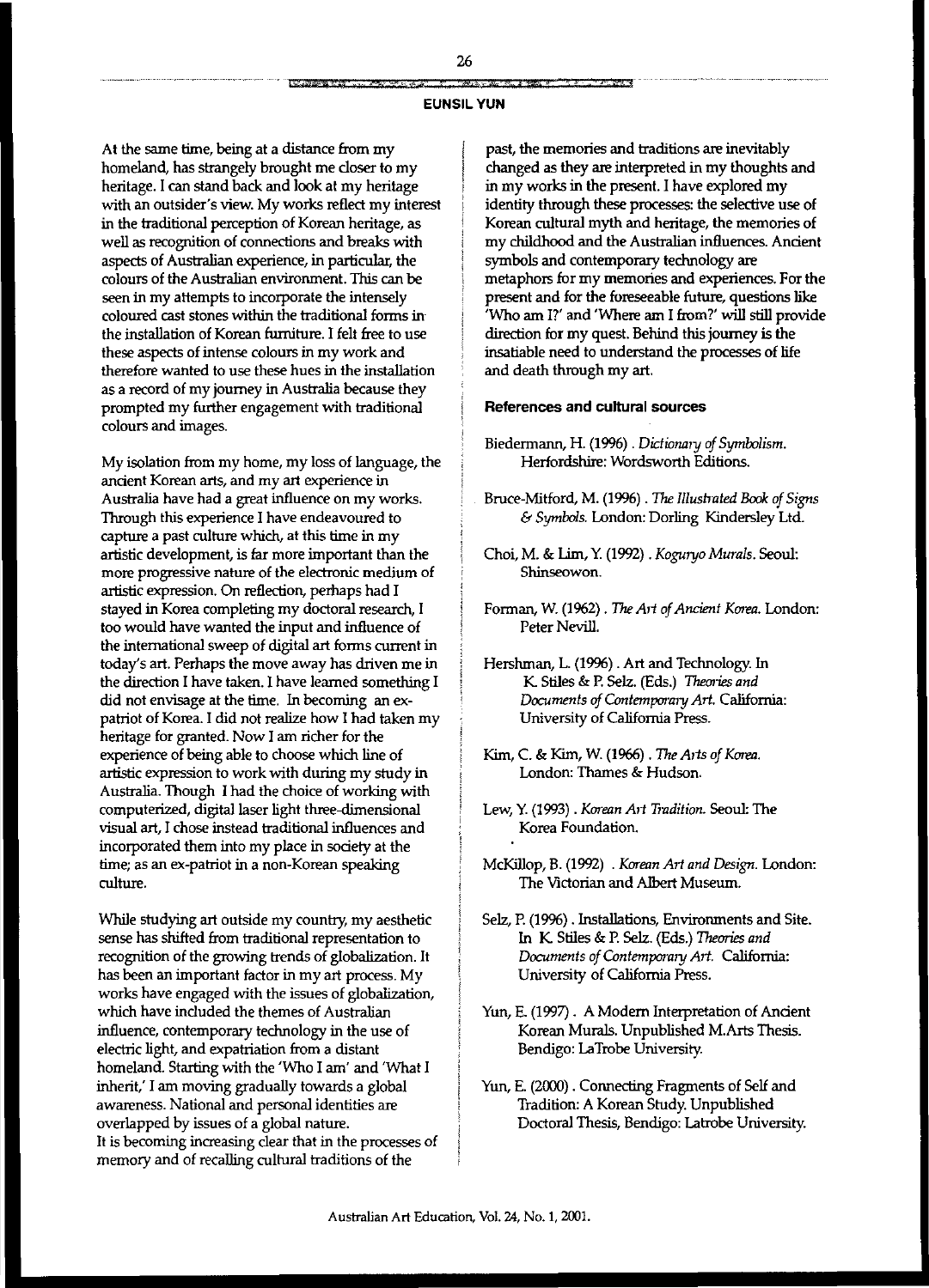At the same time, being at a distance from my homeland, has strangely brought me closer to my heritage. I can stand back and look at my heritage with an outsider's view. My works reflect my interest in the traditional perception of Korean heritage, as well as recognition of connections and breaks with aspects of Australian experience, in particular, the colours of the Australian environment. This can be seen in my attempts to incorporate the intensely coloured cast stones within the traditional forms in the installation of Korean furniture. I felt free to use these aspects of intense colours in my work and therefore wanted to use these hues in the installation as a record of my journey in Australia because they prompted my further engagement with traditional colours and images.

My isolation from my home, my loss of language, the ancient Korean arts, and my art experience in Australia have had a great influence on my works. Through this experience I have endeavoured to capture a past culture which, at this time in my artistic development, is far more important than the more progressive nature of the electronic medium of artistic expression. On reflection, perhaps had I stayed in Korea completing my doctoral research, I too would have wanted the input and influence of the international sweep of digital art forms current in today's art. Perhaps the move away has driven me in the direction I have taken. I have learned something I did not envisage at the time. In becoming an ex-patriot of Korea. I did not realize how I had taken my heritage for granted. Now I am richer for the experience of being able to choose which line of artistic expression to work with during my study in Australia. Though I had the choice of working with computerized, digital laser light three-dimensional visual art, I chose instead traditional influences and incorporated them into my place in society at the time; as an ex-patriot in a non-Korean speaking culture.

While studying art outside my country, my aesthetic sense has shifted from traditional representation to recognition of the growing trends of globalization. It has been an important factor in my art process. My works have engaged with the issues of globalization, which have included the themes of Australian influence, contemporary technology in the use of electric light, and expatriation from a distant homeland. Starting with the 'Who I am' and 'What I inherit,' I am moving gradually towards a global awareness. National and personal identities are overlapped by issues of a global nature.

It is becoming increasing clear that in the processes of memory and of recalling cultural traditions of the past, the memories and traditions are inevitably changed as they are interpreted in my thoughts and in my works in the present. I have explored my identity through these processes: the selective use of Korean cultural myth and heritage, the memories of my childhood and the Australian influences. Ancient symbols and contemporary technology are metaphors for my memories and experiences. For the present and for the foreseeable future, questions like 'Who am I?' and 'Where am I from?' will still provide direction for my quest. Behind this journey is the insatiable need to understand the processes of life and death through my art.

#### References and cultural sources

Biedermann, H. (1996). *Dictionary of Symbolism*. Herfordshire: Wordsworth Editions.

Bruce-Mitford, M. (1996). *The Illustrated Book of Signs & Symbols*. London: Dorling Kindersley Ltd.

Choi, M. & Lim, Y. (1992). *Koguryo Murals*. Seoul: Shinseowon.

Forman, W. (1962). *The Art of Ancient Korea*. London: Peter Nevill.

Hershman, L. (1996). Art and Technology. In K. Stiles & P. Selz. (Eds.) *Theories and Documents of Contemporary Art*. California: University of California Press.

Kim, C. & Kim, W. (1966). *The Arts of Korea*. London: Thames & Hudson.

Lew, Y. (1993). *Korean Art Tradition*. Seoul: The Korea Foundation.

McKillop, B. (1992). *Korean Art and Design*. London: The Victorian and Albert Museum.

Selz, P. (1996). Installations, Environments and Site. In K. Stiles & P. Selz. (Eds.) *Theories and Documents of Contemporary Art*. California: University of California Press.

Yun, E. (1997). A Modern Interpretation of Ancient Korean Murals. Unpublished M.Arts Thesis. Bendigo: LaTrobe University.

Yun, E. (2000). Connecting Fragments of Self and Tradition: A Korean Study. Unpublished Doctoral Thesis, Bendigo: Latrobe University.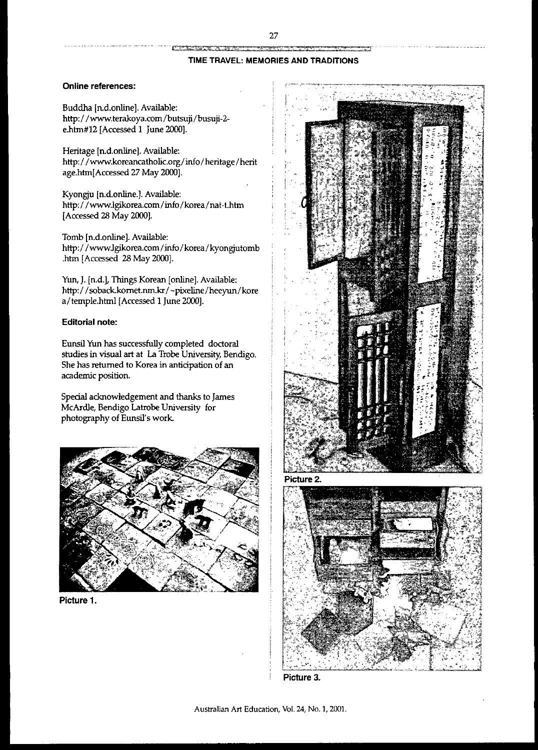### Online references:

Buddha [n.d.online]. Available: http://www.terakoya.com/butsuji/busuji-2-e.htm#12 [Accessed 1 June 2000].

Heritage [n.d.online]. Available: http://www.koreancatholic.org/info/heritage/heritage.htm[Accessed 27 May 2000].

Kyongju [n.d.online.]. Available: http://www.lgikorea.com/info/korea/nat-t.htm [Accessed 28 May 2000].

Tomb [n.d.online]. Available: http://www.lgikorea.com/info/korea/kyongjutomb.htm [Accessed 28 May 2000].

Yun, J. [n.d.], Things Korean [online]. Available: http://soback.kornet.nm.kr/~pixeline/heeyun/korea/temple.html [Accessed 1 June 2000].

### Editorial note:

Eunsil Yun has successfully completed doctoral studies in visual art at La Trobe University, Bendigo. She has returned to Korea in anticipation of an academic position.

Special acknowledgement and thanks to James McArdle, Bendigo Latrobe University for photography of Eunsil's work.

**Picture 1.**

**Picture 2.**

**Picture 3.**